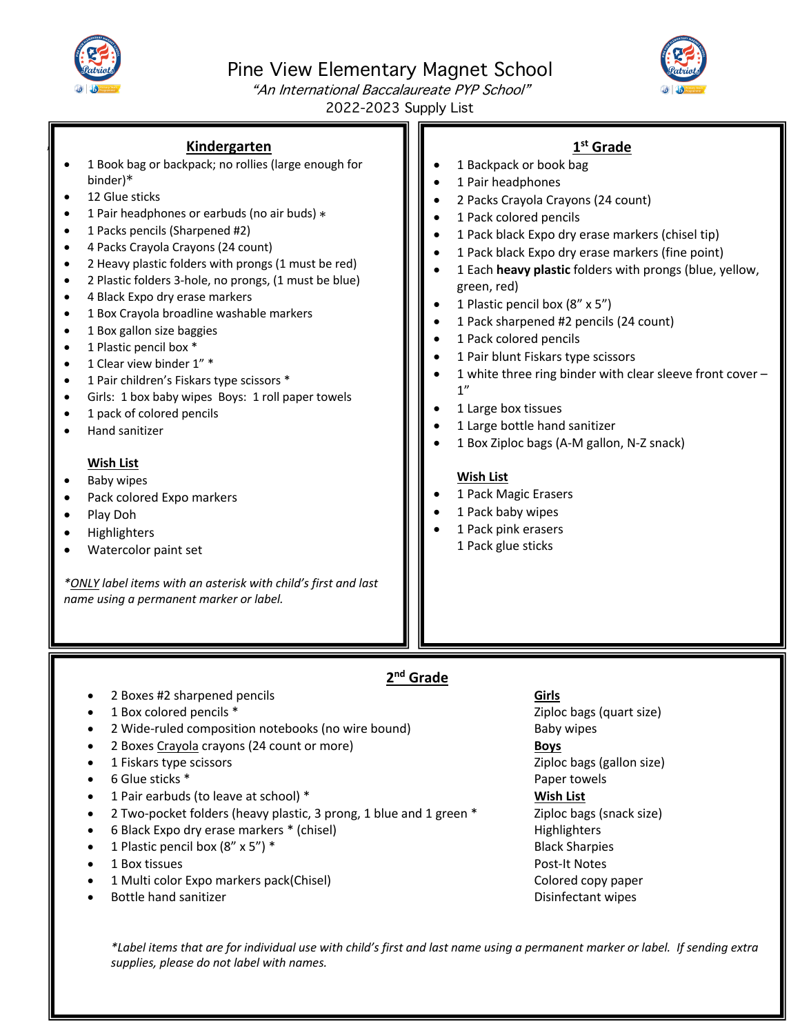# Pine View Elementary Magnet School

*"An International Baccalaureate PYP School"*

2022-2023 Supply List

## Kindergarten

- 1 Book bag or backpack; no rollies (large enough for binder)*
- 12 Glue sticks
- 1 Pair headphones or earbuds (no air buds) *
- 1 Packs pencils (Sharpened #2)
- 4 Packs Crayola Crayons (24 count)
- 2 Heavy plastic folders with prongs (1 must be red)
- 2 Plastic folders 3-hole, no prongs, (1 must be blue)
- 4 Black Expo dry erase markers
- 1 Box Crayola broadline washable markers
- 1 Box gallon size baggies
- 1 Plastic pencil box *
- 1 Clear view binder 1" *
- 1 Pair children's Fiskars type scissors *
- Girls: 1 box baby wipes Boys: 1 roll paper towels
- 1 pack of colored pencils
- Hand sanitizer

**Wish List**

- Baby wipes
- Pack colored Expo markers
- Play Doh
- Highlighters
- Watercolor paint set

*\*ONLY label items with an asterisk with child's first and last name using a permanent marker or label.*

## 1st Grade

- 1 Backpack or book bag
- 1 Pair headphones
- 2 Packs Crayola Crayons (24 count)
- 1 Pack colored pencils
- 1 Pack black Expo dry erase markers (chisel tip)
- 1 Pack black Expo dry erase markers (fine point)
- 1 Each **heavy plastic** folders with prongs (blue, yellow, green, red)
- 1 Plastic pencil box (8" x 5")
- 1 Pack sharpened #2 pencils (24 count)
- 1 Pack colored pencils
- 1 Pair blunt Fiskars type scissors
- 1 white three ring binder with clear sleeve front cover – 1"
- 1 Large box tissues
- 1 Large bottle hand sanitizer
- 1 Box Ziploc bags (A-M gallon, N-Z snack)

**Wish List**

- 1 Pack Magic Erasers
- 1 Pack baby wipes
- 1 Pack pink erasers

1 Pack glue sticks

## 2nd Grade

- 2 Boxes #2 sharpened pencils
- 1 Box colored pencils *
- 2 Wide-ruled composition notebooks (no wire bound)
- 2 Boxes Crayola crayons (24 count or more)
- 1 Fiskars type scissors
- 6 Glue sticks *
- 1 Pair earbuds (to leave at school) *
- 2 Two-pocket folders (heavy plastic, 3 prong, 1 blue and 1 green *
- 6 Black Expo dry erase markers * (chisel)
- 1 Plastic pencil box (8" x 5") *
- 1 Box tissues
- 1 Multi color Expo markers pack(Chisel)
- Bottle hand sanitizer

**Girls**

Ziploc bags (quart size)
Baby wipes

**Boys**

Ziploc bags (gallon size)
Paper towels

**Wish List**

Ziploc bags (snack size)
Highlighters
Black Sharpies
Post-It Notes
Colored copy paper
Disinfectant wipes

*\*Label items that are for individual use with child's first and last name using a permanent marker or label. If sending extra supplies, please do not label with names.*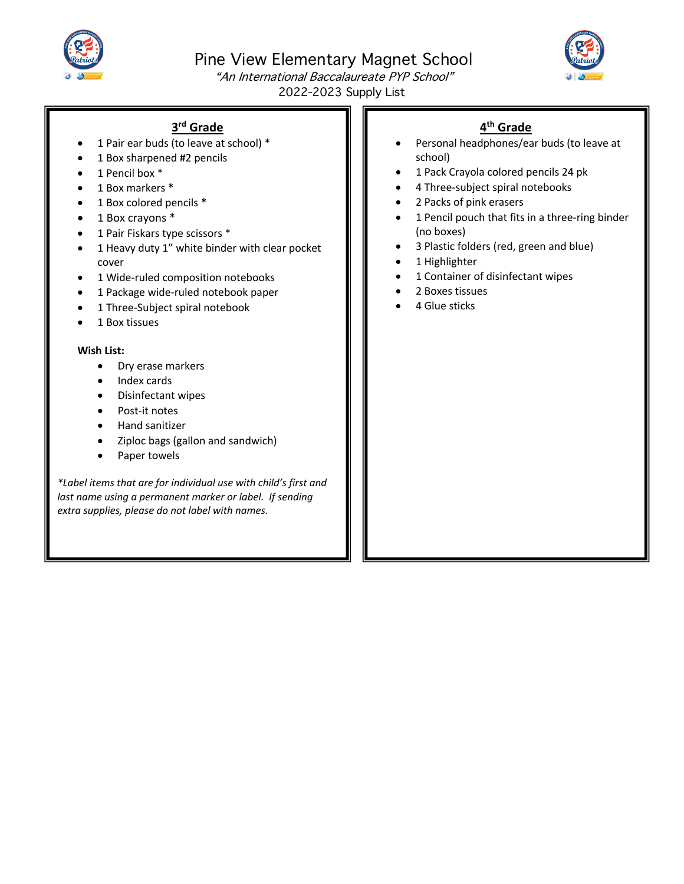# Pine View Elementary Magnet School

*"An International Baccalaureate PYP School"*

2022-2023 Supply List

## 3rd Grade

- 1 Pair ear buds (to leave at school) *
- 1 Box sharpened #2 pencils
- 1 Pencil box *
- 1 Box markers *
- 1 Box colored pencils *
- 1 Box crayons *
- 1 Pair Fiskars type scissors *
- 1 Heavy duty 1" white binder with clear pocket cover
- 1 Wide-ruled composition notebooks
- 1 Package wide-ruled notebook paper
- 1 Three-Subject spiral notebook
- 1 Box tissues

**Wish List:**

- Dry erase markers
- Index cards
- Disinfectant wipes
- Post-it notes
- Hand sanitizer
- Ziploc bags (gallon and sandwich)
- Paper towels

*\*Label items that are for individual use with child's first and last name using a permanent marker or label. If sending extra supplies, please do not label with names.*

## 4th Grade

- Personal headphones/ear buds (to leave at school)
- 1 Pack Crayola colored pencils 24 pk
- 4 Three-subject spiral notebooks
- 2 Packs of pink erasers
- 1 Pencil pouch that fits in a three-ring binder (no boxes)
- 3 Plastic folders (red, green and blue)
- 1 Highlighter
- 1 Container of disinfectant wipes
- 2 Boxes tissues
- 4 Glue sticks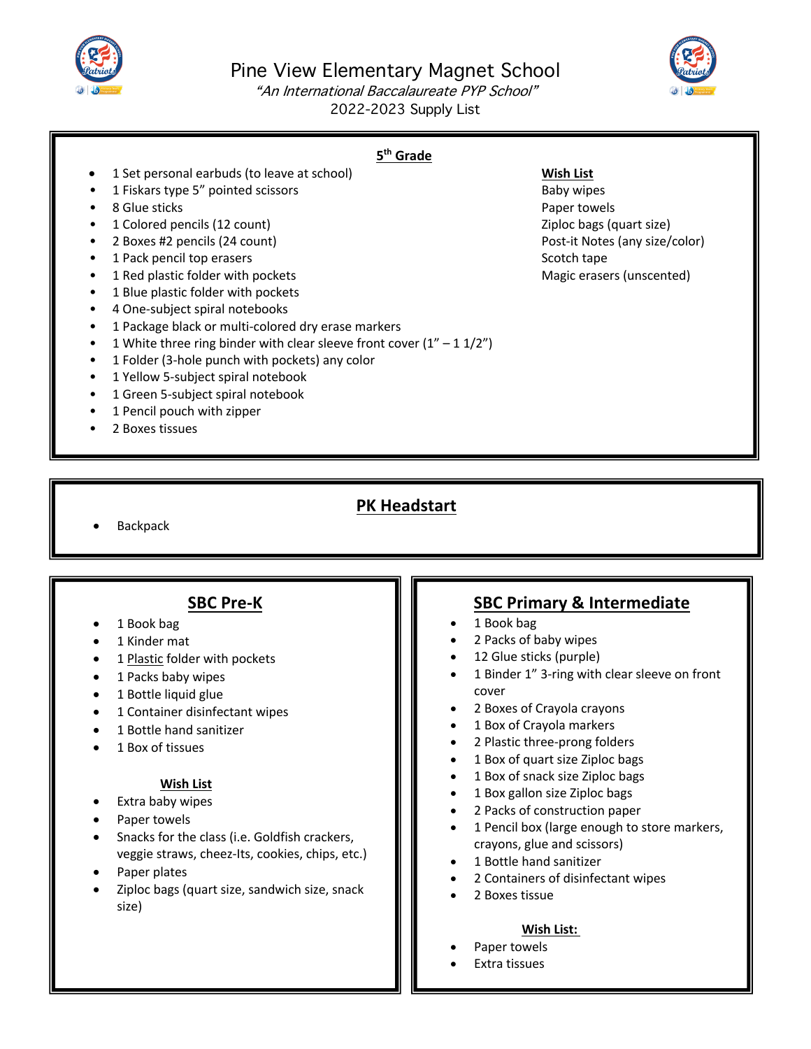# Pine View Elementary Magnet School

*"An International Baccalaureate PYP School"*

2022-2023 Supply List

## 5th Grade

- 1 Set personal earbuds (to leave at school)
- 1 Fiskars type 5" pointed scissors
- 8 Glue sticks
- 1 Colored pencils (12 count)
- 2 Boxes #2 pencils (24 count)
- 1 Pack pencil top erasers
- 1 Red plastic folder with pockets
- 1 Blue plastic folder with pockets
- 4 One-subject spiral notebooks
- 1 Package black or multi-colored dry erase markers
- 1 White three ring binder with clear sleeve front cover (1" – 1 1/2")
- 1 Folder (3-hole punch with pockets) any color
- 1 Yellow 5-subject spiral notebook
- 1 Green 5-subject spiral notebook
- 1 Pencil pouch with zipper
- 2 Boxes tissues

**Wish List**

Baby wipes
Paper towels
Ziploc bags (quart size)
Post-it Notes (any size/color)
Scotch tape
Magic erasers (unscented)

## PK Headstart

- Backpack

## SBC Pre-K

- 1 Book bag
- 1 Kinder mat
- 1 Plastic folder with pockets
- 1 Packs baby wipes
- 1 Bottle liquid glue
- 1 Container disinfectant wipes
- 1 Bottle hand sanitizer
- 1 Box of tissues

**Wish List**

- Extra baby wipes
- Paper towels
- Snacks for the class (i.e. Goldfish crackers, veggie straws, cheez-Its, cookies, chips, etc.)
- Paper plates
- Ziploc bags (quart size, sandwich size, snack size)

## SBC Primary & Intermediate

- 1 Book bag
- 2 Packs of baby wipes
- 12 Glue sticks (purple)
- 1 Binder 1" 3-ring with clear sleeve on front cover
- 2 Boxes of Crayola crayons
- 1 Box of Crayola markers
- 2 Plastic three-prong folders
- 1 Box of quart size Ziploc bags
- 1 Box of snack size Ziploc bags
- 1 Box gallon size Ziploc bags
- 2 Packs of construction paper
- 1 Pencil box (large enough to store markers, crayons, glue and scissors)
- 1 Bottle hand sanitizer
- 2 Containers of disinfectant wipes
- 2 Boxes tissue

**Wish List:**

- Paper towels
- Extra tissues